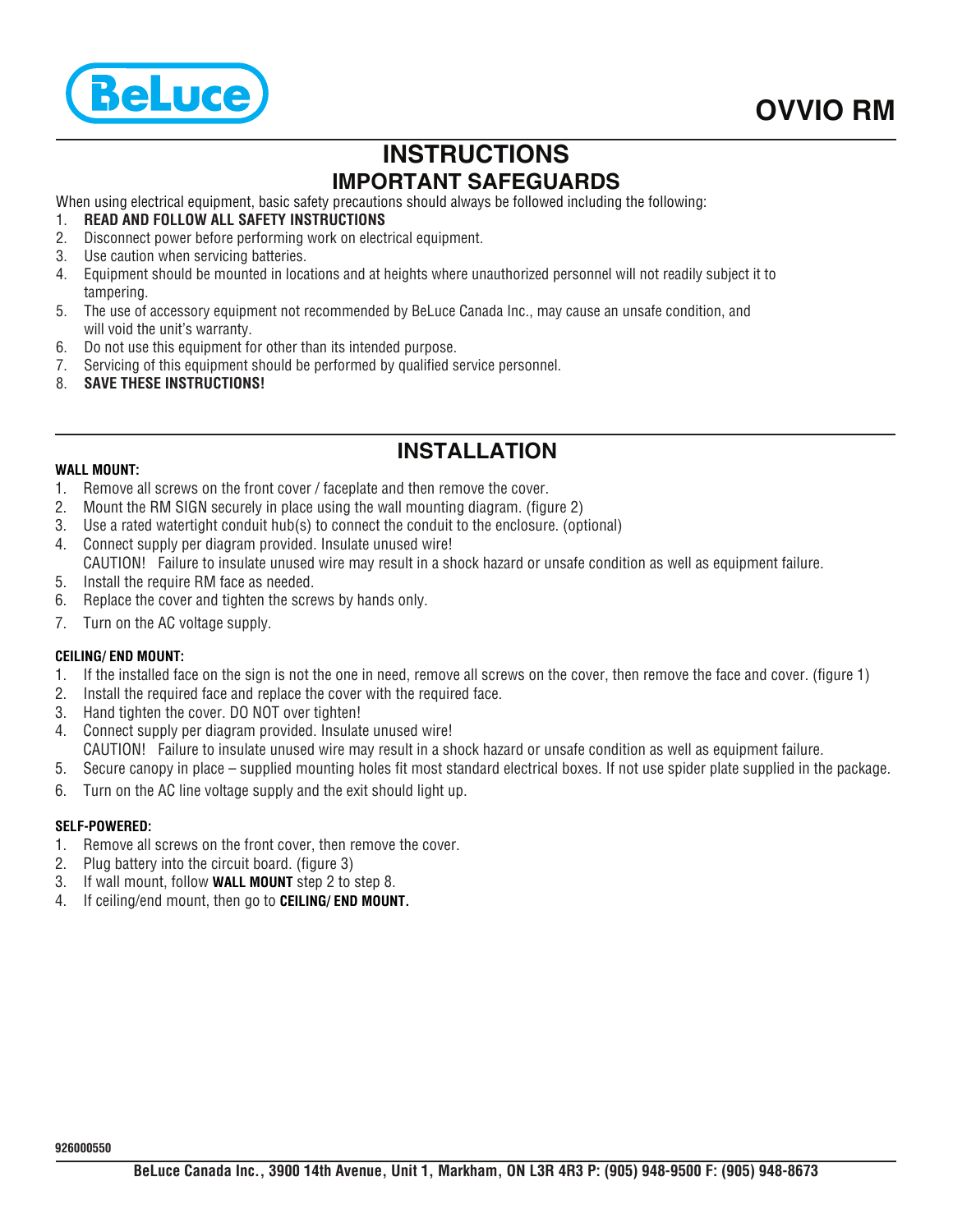BeLuce

# OVVIO RM

## INSTRUCTIONS

## IMPORTANT SAFEGUARDS

When using electrical equipment, basic safety precautions should always be followed including the following:

1. **READ AND FOLLOW ALL SAFETY INSTRUCTIONS**
2. Disconnect power before performing work on electrical equipment.
3. Use caution when servicing batteries.
4. Equipment should be mounted in locations and at heights where unauthorized personnel will not readily subject it to tampering.
5. The use of accessory equipment not recommended by BeLuce Canada Inc., may cause an unsafe condition, and will void the unit's warranty.
6. Do not use this equipment for other than its intended purpose.
7. Servicing of this equipment should be performed by qualified service personnel.
8. **SAVE THESE INSTRUCTIONS!**

## INSTALLATION

**WALL MOUNT:**

1. Remove all screws on the front cover / faceplate and then remove the cover.
2. Mount the RM SIGN securely in place using the wall mounting diagram. (figure 2)
3. Use a rated watertight conduit hub(s) to connect the conduit to the enclosure. (optional)
4. Connect supply per diagram provided. Insulate unused wire!
   CAUTION! Failure to insulate unused wire may result in a shock hazard or unsafe condition as well as equipment failure.
5. Install the require RM face as needed.
6. Replace the cover and tighten the screws by hands only.
7. Turn on the AC voltage supply.

**CEILING/ END MOUNT:**

1. If the installed face on the sign is not the one in need, remove all screws on the cover, then remove the face and cover. (figure 1)
2. Install the required face and replace the cover with the required face.
3. Hand tighten the cover. DO NOT over tighten!
4. Connect supply per diagram provided. Insulate unused wire!
   CAUTION! Failure to insulate unused wire may result in a shock hazard or unsafe condition as well as equipment failure.
5. Secure canopy in place – supplied mounting holes fit most standard electrical boxes. If not use spider plate supplied in the package.
6. Turn on the AC line voltage supply and the exit should light up.

**SELF-POWERED:**

1. Remove all screws on the front cover, then remove the cover.
2. Plug battery into the circuit board. (figure 3)
3. If wall mount, follow **WALL MOUNT** step 2 to step 8.
4. If ceiling/end mount, then go to **CEILING/ END MOUNT.**

926000550

**BeLuce Canada Inc., 3900 14th Avenue, Unit 1, Markham, ON L3R 4R3 P: (905) 948-9500 F: (905) 948-8673**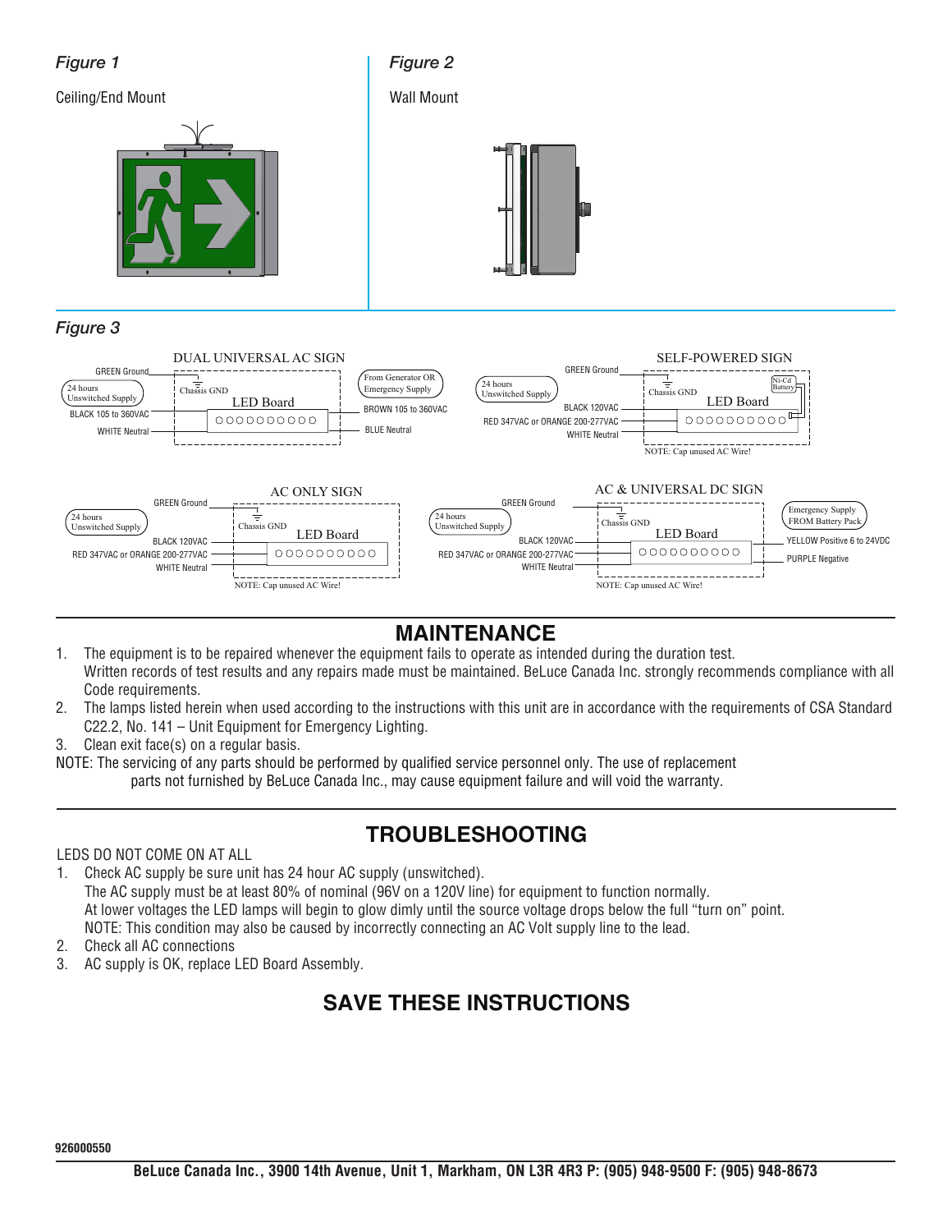*Figure 1*

Ceiling/End Mount

*Figure 2*

Wall Mount

*Figure 3*

DUAL UNIVERSAL AC SIGN

GREEN Ground
24 hours Unswitched Supply
BLACK 105 to 360VAC
WHITE Neutral
Chassis GND
LED Board
From Generator OR Emergency Supply
BROWN 105 to 360VAC
BLUE Neutral

SELF-POWERED SIGN

GREEN Ground
24 hours Unswitched Supply
BLACK 120VAC
RED 347VAC or ORANGE 200-277VAC
WHITE Neutral
Chassis GND
Ni-Cd Battery
LED Board
NOTE: Cap unused AC Wire!

AC ONLY SIGN

GREEN Ground
24 hours Unswitched Supply
BLACK 120VAC
RED 347VAC or ORANGE 200-277VAC
WHITE Neutral
Chassis GND
LED Board
NOTE: Cap unused AC Wire!

AC & UNIVERSAL DC SIGN

GREEN Ground
24 hours Unswitched Supply
BLACK 120VAC
RED 347VAC or ORANGE 200-277VAC
WHITE Neutral
Chassis GND
LED Board
Emergency Supply FROM Battery Pack
YELLOW Positive 6 to 24VDC
PURPLE Negative
NOTE: Cap unused AC Wire!

## MAINTENANCE

1. The equipment is to be repaired whenever the equipment fails to operate as intended during the duration test. Written records of test results and any repairs made must be maintained. BeLuce Canada Inc. strongly recommends compliance with all Code requirements.
2. The lamps listed herein when used according to the instructions with this unit are in accordance with the requirements of CSA Standard C22.2, No. 141 – Unit Equipment for Emergency Lighting.
3. Clean exit face(s) on a regular basis.

NOTE: The servicing of any parts should be performed by qualified service personnel only. The use of replacement parts not furnished by BeLuce Canada Inc., may cause equipment failure and will void the warranty.

## TROUBLESHOOTING

LEDS DO NOT COME ON AT ALL

1. Check AC supply be sure unit has 24 hour AC supply (unswitched).
   The AC supply must be at least 80% of nominal (96V on a 120V line) for equipment to function normally.
   At lower voltages the LED lamps will begin to glow dimly until the source voltage drops below the full "turn on" point.
   NOTE: This condition may also be caused by incorrectly connecting an AC Volt supply line to the lead.
2. Check all AC connections
3. AC supply is OK, replace LED Board Assembly.

## SAVE THESE INSTRUCTIONS

926000550

**BeLuce Canada Inc., 3900 14th Avenue, Unit 1, Markham, ON L3R 4R3 P: (905) 948-9500 F: (905) 948-8673**